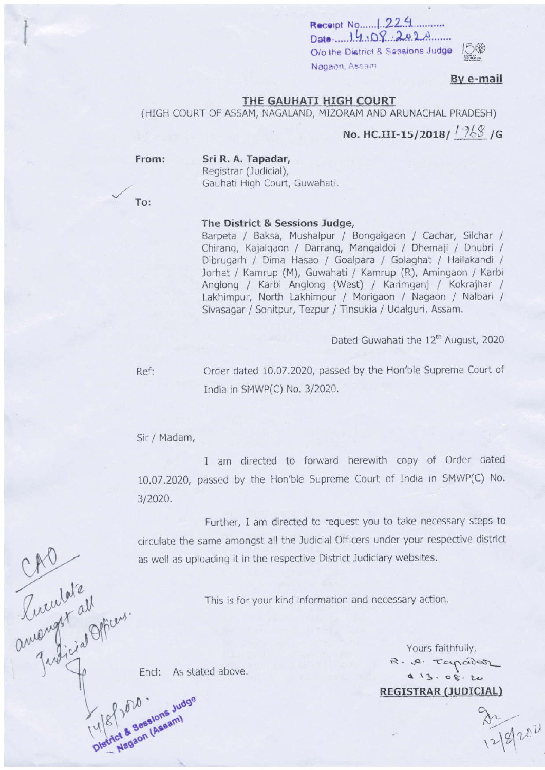Receipt No......1224...........
Date-.....14.08..2020........
O/o the District & Sessions Judge
Nagaon, Assam

**By e-mail**

## THE GAUHATI HIGH COURT

(HIGH COURT OF ASSAM, NAGALAND, MIZORAM AND ARUNACHAL PRADESH)

**No. HC.III-15/2018/ 1968 /G**

**From:** Sri R. A. Tapadar,
Registrar (Judicial),
Gauhati High Court, Guwahati.

**To:**

**The District & Sessions Judge,**
Barpeta / Baksa, Mushalpur / Bongaigaon / Cachar, Silchar / Chirang, Kajalgaon / Darrang, Mangaldoi / Dhemaji / Dhubri / Dibrugarh / Dima Hasao / Goalpara / Golaghat / Hailakandi / Jorhat / Kamrup (M), Guwahati / Kamrup (R), Amingaon / Karbi Anglong / Karbi Anglong (West) / Karimganj / Kokrajhar / Lakhimpur, North Lakhimpur / Morigaon / Nagaon / Nalbari / Sivasagar / Sonitpur, Tezpur / Tinsukia / Udalguri, Assam.

Dated Guwahati the 12th August, 2020

Ref: Order dated 10.07.2020, passed by the Hon'ble Supreme Court of India in SMWP(C) No. 3/2020.

Sir / Madam,

I am directed to forward herewith copy of Order dated 10.07.2020, passed by the Hon'ble Supreme Court of India in SMWP(C) No. 3/2020.

Further, I am directed to request you to take necessary steps to circulate the same amongst all the Judicial Officers under your respective district as well as uploading it in the respective District Judiciary websites.

This is for your kind information and necessary action.

Yours faithfully,
R. A. Tapadar
13.08.20
**REGISTRAR (JUDICIAL)**

Encl: As stated above.

CAO
Circulate amongst all Judicial Officers.
14/8/2020.
District & Sessions Judge
Nagaon (Assam)

12/8/2020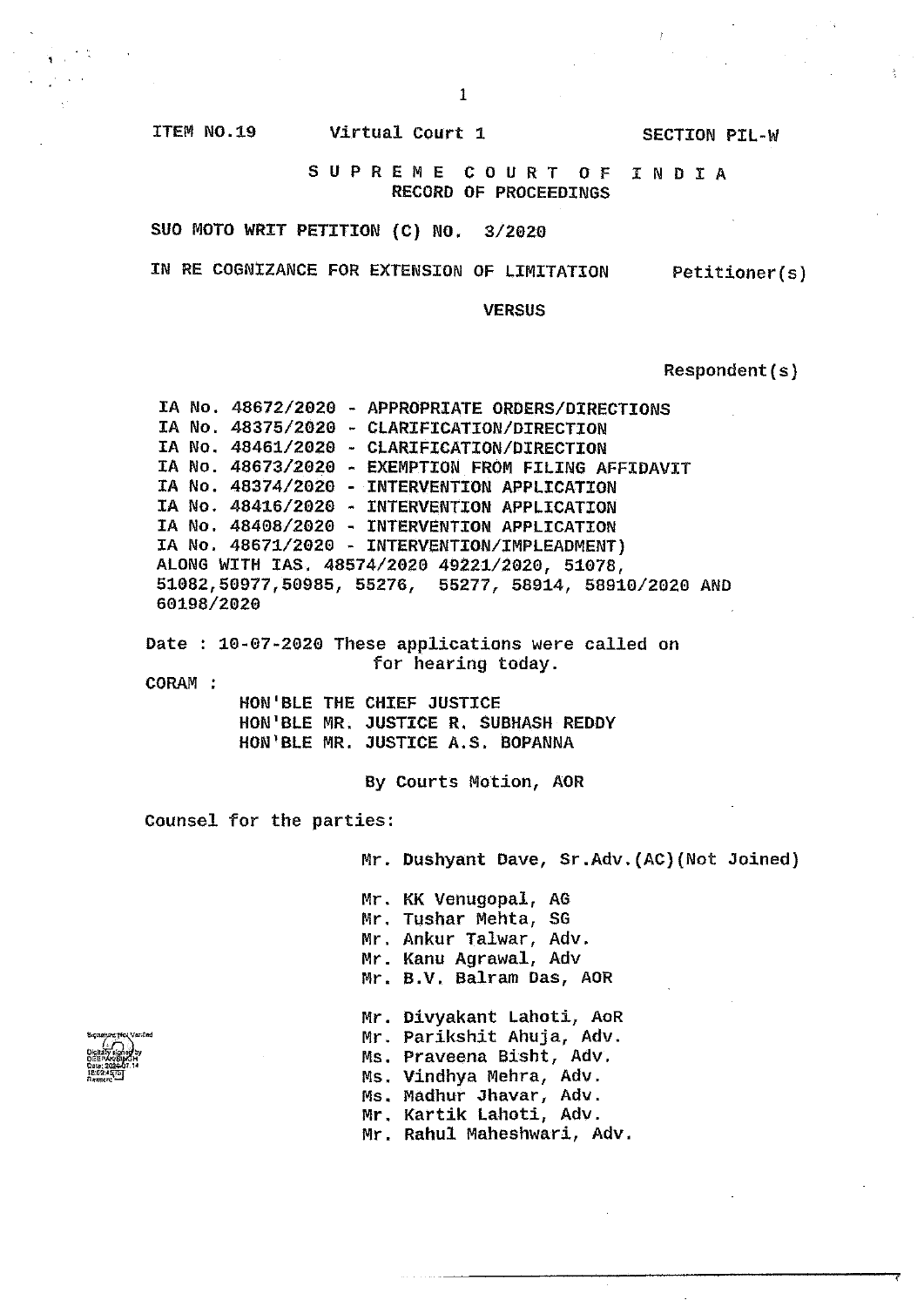ITEM NO.19 Virtual Court 1 SECTION PIL-W

**S U P R E M E C O U R T O F I N D I A**
**RECORD OF PROCEEDINGS**

SUO MOTO WRIT PETITION (C) NO. 3/2020

IN RE COGNIZANCE FOR EXTENSION OF LIMITATION Petitioner(s)

VERSUS

Respondent(s)

IA No. 48672/2020 - APPROPRIATE ORDERS/DIRECTIONS
IA No. 48375/2020 - CLARIFICATION/DIRECTION
IA No. 48461/2020 - CLARIFICATION/DIRECTION
IA No. 48673/2020 - EXEMPTION FROM FILING AFFIDAVIT
IA No. 48374/2020 - INTERVENTION APPLICATION
IA No. 48416/2020 - INTERVENTION APPLICATION
IA No. 48408/2020 - INTERVENTION APPLICATION
IA No. 48671/2020 - INTERVENTION/IMPLEADMENT)
ALONG WITH IAS. 48574/2020 49221/2020, 51078, 51082,50977,50985, 55276, 55277, 58914, 58910/2020 AND 60198/2020

Date : 10-07-2020 These applications were called on for hearing today.

CORAM :

HON'BLE THE CHIEF JUSTICE
HON'BLE MR. JUSTICE R. SUBHASH REDDY
HON'BLE MR. JUSTICE A.S. BOPANNA

By Courts Motion, AOR

Counsel for the parties:

Mr. Dushyant Dave, Sr.Adv.(AC)(Not Joined)

Mr. KK Venugopal, AG
Mr. Tushar Mehta, SG
Mr. Ankur Talwar, Adv.
Mr. Kanu Agrawal, Adv
Mr. B.V. Balram Das, AOR

Mr. Divyakant Lahoti, AoR
Mr. Parikshit Ahuja, Adv.
Ms. Praveena Bisht, Adv.
Ms. Vindhya Mehra, Adv.
Ms. Madhur Jhavar, Adv.
Mr. Kartik Lahoti, Adv.
Mr. Rahul Maheshwari, Adv.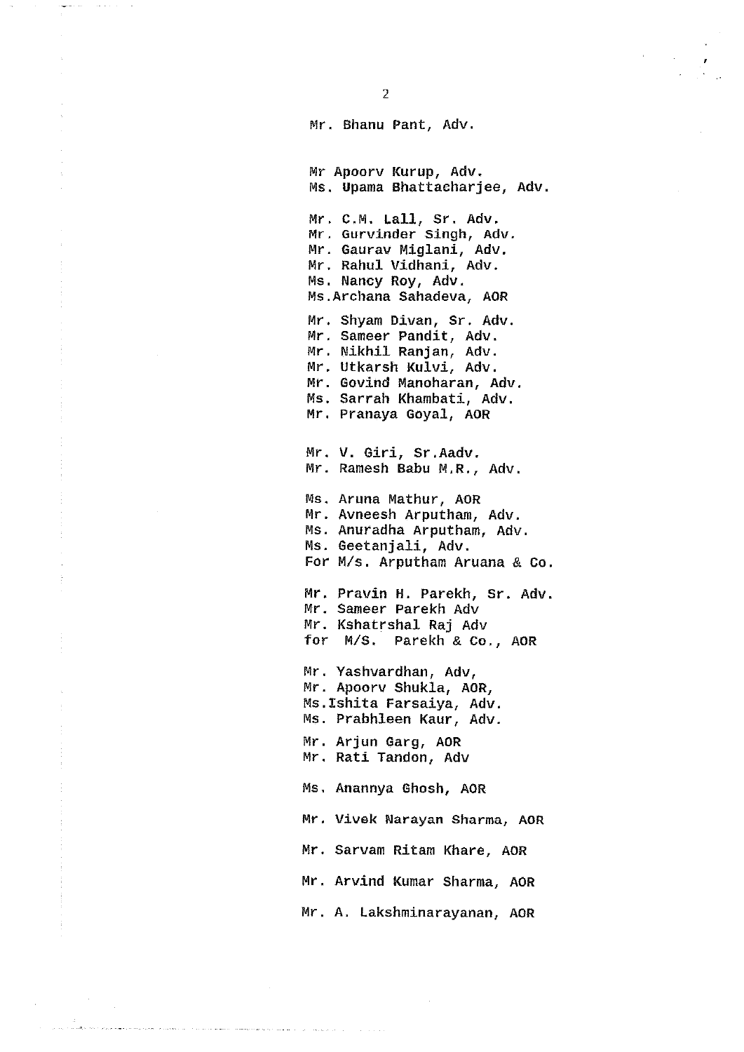Mr. Bhanu Pant, Adv.

Mr Apoorv Kurup, Adv.
Ms. Upama Bhattacharjee, Adv.

Mr. C.M. Lall, Sr. Adv.
Mr. Gurvinder Singh, Adv.
Mr. Gaurav Miglani, Adv.
Mr. Rahul Vidhani, Adv.
Ms. Nancy Roy, Adv.
Ms.Archana Sahadeva, AOR

Mr. Shyam Divan, Sr. Adv.
Mr. Sameer Pandit, Adv.
Mr. Nikhil Ranjan, Adv.
Mr. Utkarsh Kulvi, Adv.
Mr. Govind Manoharan, Adv.
Ms. Sarrah Khambati, Adv.
Mr. Pranaya Goyal, AOR

Mr. V. Giri, Sr.Aadv.
Mr. Ramesh Babu M.R., Adv.

Ms. Aruna Mathur, AOR
Mr. Avneesh Arputham, Adv.
Ms. Anuradha Arputham, Adv.
Ms. Geetanjali, Adv.
For M/s. Arputham Aruana & Co.

Mr. Pravin H. Parekh, Sr. Adv.
Mr. Sameer Parekh Adv
Mr. Kshatrshal Raj Adv
for M/S. Parekh & Co., AOR

Mr. Yashvardhan, Adv,
Mr. Apoorv Shukla, AOR,
Ms.Ishita Farsaiya, Adv.
Ms. Prabhleen Kaur, Adv.

Mr. Arjun Garg, AOR
Mr. Rati Tandon, Adv

Ms. Anannya Ghosh, AOR

Mr. Vivek Narayan Sharma, AOR

Mr. Sarvam Ritam Khare, AOR

Mr. Arvind Kumar Sharma, AOR

Mr. A. Lakshminarayanan, AOR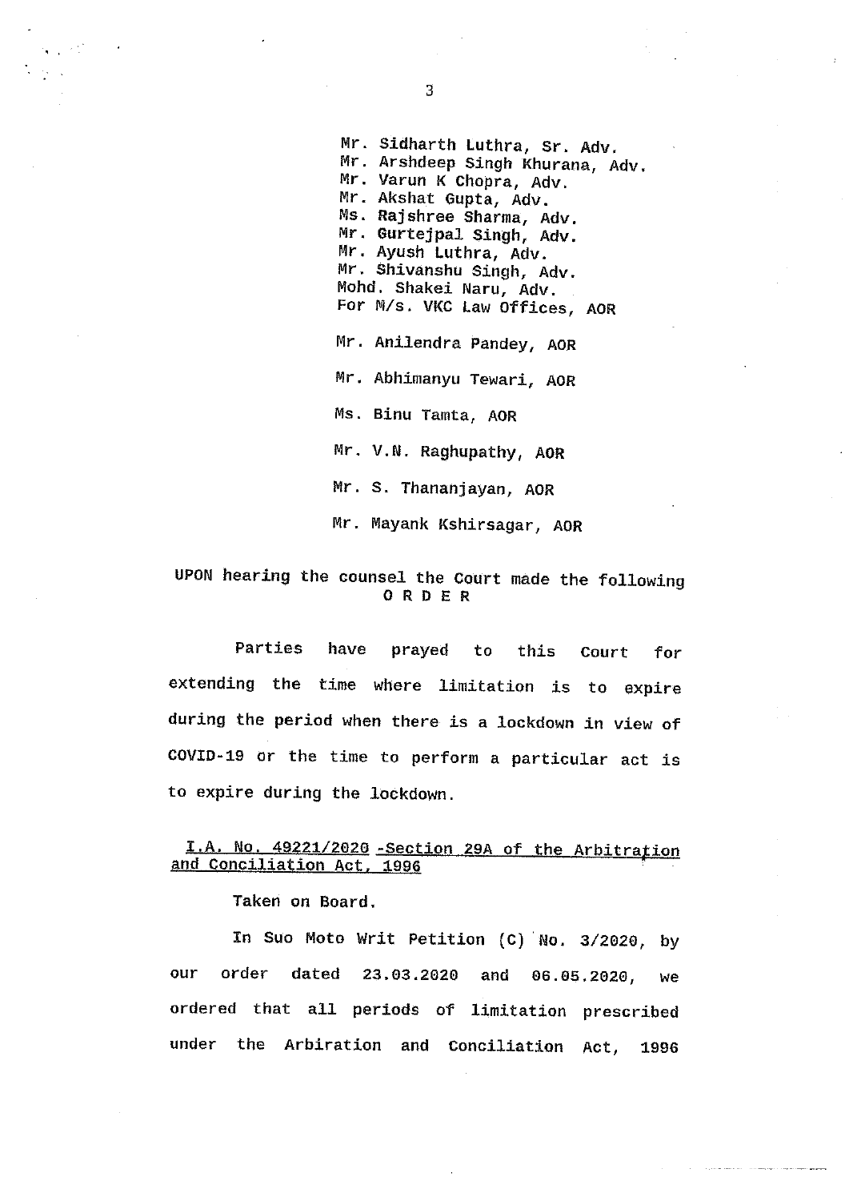Mr. Sidharth Luthra, Sr. Adv.
Mr. Arshdeep Singh Khurana, Adv.
Mr. Varun K Chopra, Adv.
Mr. Akshat Gupta, Adv.
Ms. Rajshree Sharma, Adv.
Mr. Gurtejpal Singh, Adv.
Mr. Ayush Luthra, Adv.
Mr. Shivanshu Singh, Adv.
Mohd. Shakei Naru, Adv.
For M/s. VKC Law Offices, AOR

Mr. Anilendra Pandey, AOR

Mr. Abhimanyu Tewari, AOR

Ms. Binu Tamta, AOR

Mr. V.N. Raghupathy, AOR

Mr. S. Thananjayan, AOR

Mr. Mayank Kshirsagar, AOR

UPON hearing the counsel the Court made the following

**O R D E R**

Parties have prayed to this Court for extending the time where limitation is to expire during the period when there is a lockdown in view of COVID-19 or the time to perform a particular act is to expire during the lockdown.

**I.A. No. 49221/2020 -Section 29A of the Arbitration and Conciliation Act, 1996**

Taken on Board.

In Suo Moto Writ Petition (C) No. 3/2020, by our order dated 23.03.2020 and 06.05.2020, we ordered that all periods of limitation prescribed under the Arbiration and Conciliation Act, 1996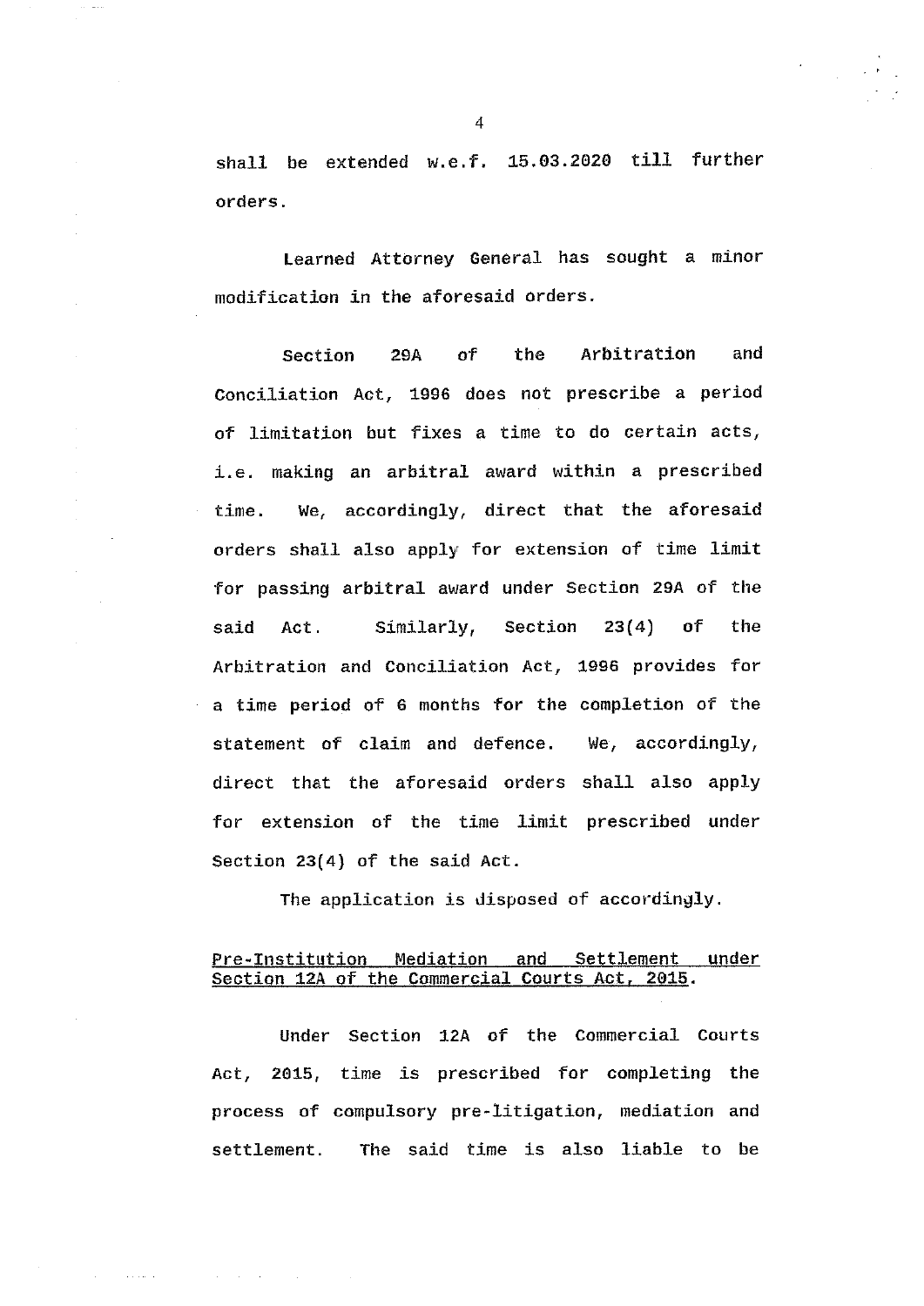shall be extended w.e.f. 15.03.2020 till further orders.

Learned Attorney General has sought a minor modification in the aforesaid orders.

Section 29A of the Arbitration and Conciliation Act, 1996 does not prescribe a period of limitation but fixes a time to do certain acts, i.e. making an arbitral award within a prescribed time. We, accordingly, direct that the aforesaid orders shall also apply for extension of time limit for passing arbitral award under Section 29A of the said Act. Similarly, Section 23(4) of the Arbitration and Conciliation Act, 1996 provides for a time period of 6 months for the completion of the statement of claim and defence. We, accordingly, direct that the aforesaid orders shall also apply for extension of the time limit prescribed under Section 23(4) of the said Act.

The application is disposed of accordingly.

<u>Pre-Institution Mediation and Settlement under Section 12A of the Commercial Courts Act, 2015</u>.

Under Section 12A of the Commercial Courts Act, 2015, time is prescribed for completing the process of compulsory pre-litigation, mediation and settlement. The said time is also liable to be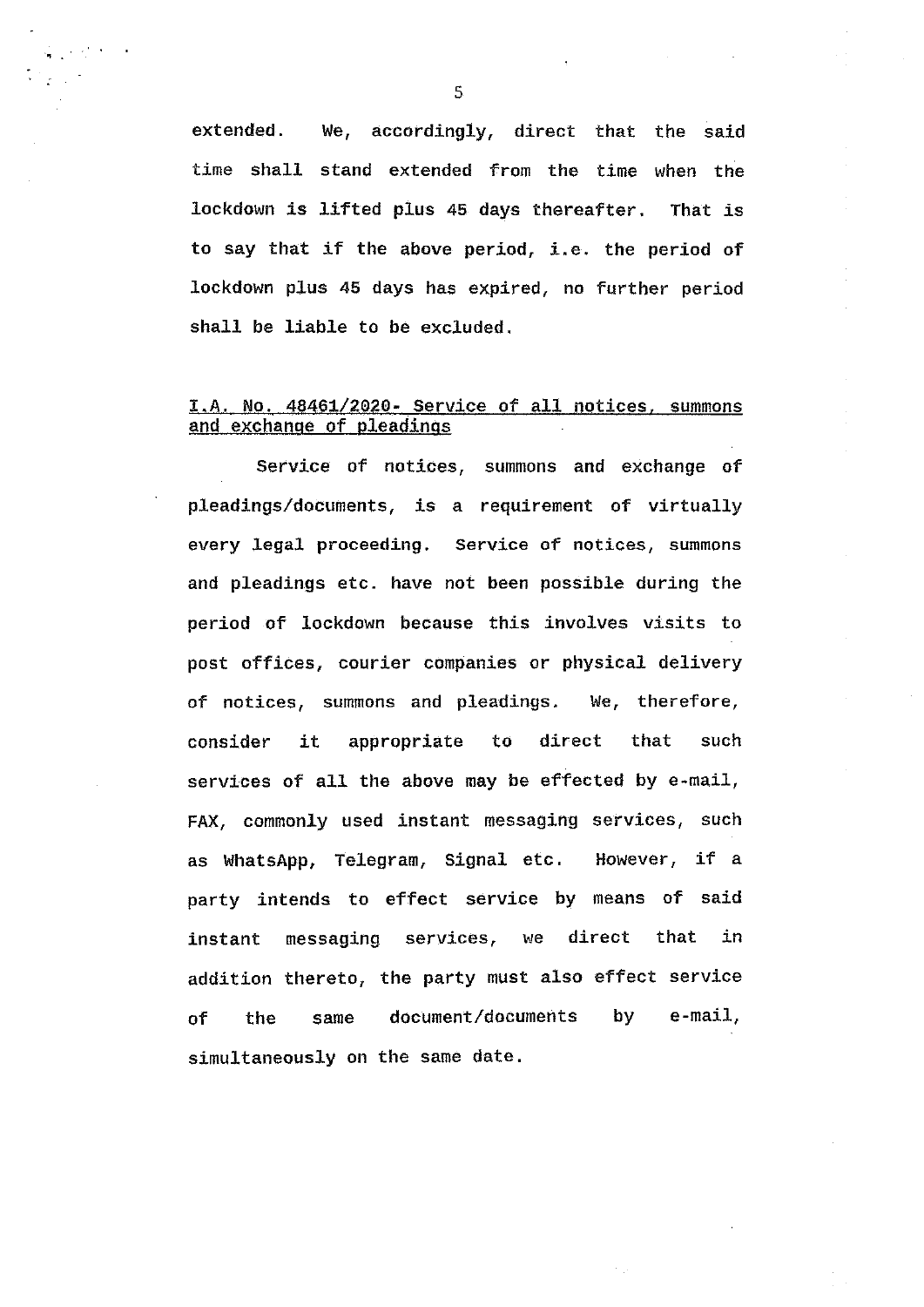extended. We, accordingly, direct that the said time shall stand extended from the time when the lockdown is lifted plus 45 days thereafter. That is to say that if the above period, i.e. the period of lockdown plus 45 days has expired, no further period shall be liable to be excluded.

<u>I.A. No. 48461/2020- Service of all notices, summons and exchange of pleadings</u>

Service of notices, summons and exchange of pleadings/documents, is a requirement of virtually every legal proceeding. Service of notices, summons and pleadings etc. have not been possible during the period of lockdown because this involves visits to post offices, courier companies or physical delivery of notices, summons and pleadings. We, therefore, consider it appropriate to direct that such services of all the above may be effected by e-mail, FAX, commonly used instant messaging services, such as WhatsApp, Telegram, Signal etc. However, if a party intends to effect service by means of said instant messaging services, we direct that in addition thereto, the party must also effect service of the same document/documents by e-mail, simultaneously on the same date.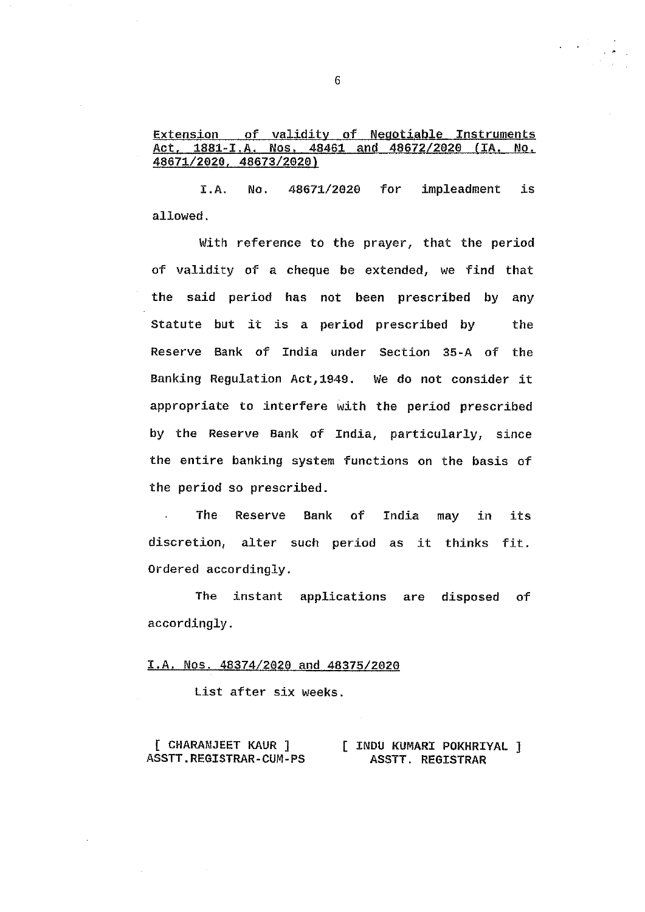<u>Extension of validity of Negotiable Instruments Act, 1881-I.A. Nos. 48461 and 48672/2020 (IA. No. 48671/2020, 48673/2020)</u>

I.A. No. 48671/2020 for impleadment is allowed.

With reference to the prayer, that the period of validity of a cheque be extended, we find that the said period has not been prescribed by any Statute but it is a period prescribed by the Reserve Bank of India under Section 35-A of the Banking Regulation Act,1949. We do not consider it appropriate to interfere with the period prescribed by the Reserve Bank of India, particularly, since the entire banking system functions on the basis of the period so prescribed.

The Reserve Bank of India may in its discretion, alter such period as it thinks fit. Ordered accordingly.

The instant applications are disposed of accordingly.

<u>I.A. Nos. 48374/2020 and 48375/2020</u>

List after six weeks.

| | |
|---|---|
| [ CHARANJEET KAUR ] | [ INDU KUMARI POKHRIYAL ] |
| ASSTT.REGISTRAR-CUM-PS | ASSTT. REGISTRAR |